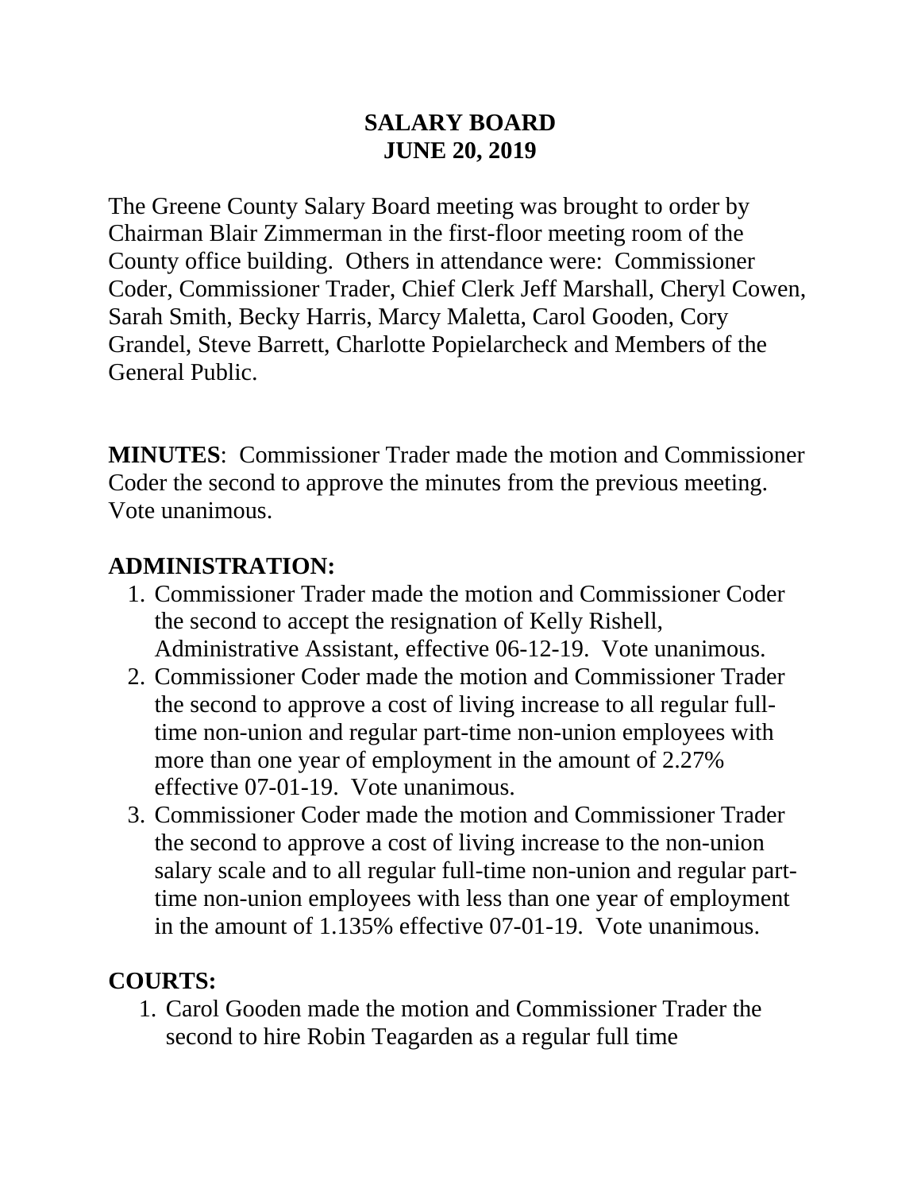# SALARY BOARD
# JUNE 20, 2019

The Greene County Salary Board meeting was brought to order by Chairman Blair Zimmerman in the first-floor meeting room of the County office building. Others in attendance were: Commissioner Coder, Commissioner Trader, Chief Clerk Jeff Marshall, Cheryl Cowen, Sarah Smith, Becky Harris, Marcy Maletta, Carol Gooden, Cory Grandel, Steve Barrett, Charlotte Popielarcheck and Members of the General Public.

**MINUTES**: Commissioner Trader made the motion and Commissioner Coder the second to approve the minutes from the previous meeting. Vote unanimous.

## ADMINISTRATION:

1. Commissioner Trader made the motion and Commissioner Coder the second to accept the resignation of Kelly Rishell, Administrative Assistant, effective 06-12-19. Vote unanimous.
2. Commissioner Coder made the motion and Commissioner Trader the second to approve a cost of living increase to all regular full-time non-union and regular part-time non-union employees with more than one year of employment in the amount of 2.27% effective 07-01-19. Vote unanimous.
3. Commissioner Coder made the motion and Commissioner Trader the second to approve a cost of living increase to the non-union salary scale and to all regular full-time non-union and regular part-time non-union employees with less than one year of employment in the amount of 1.135% effective 07-01-19. Vote unanimous.

## COURTS:

1. Carol Gooden made the motion and Commissioner Trader the second to hire Robin Teagarden as a regular full time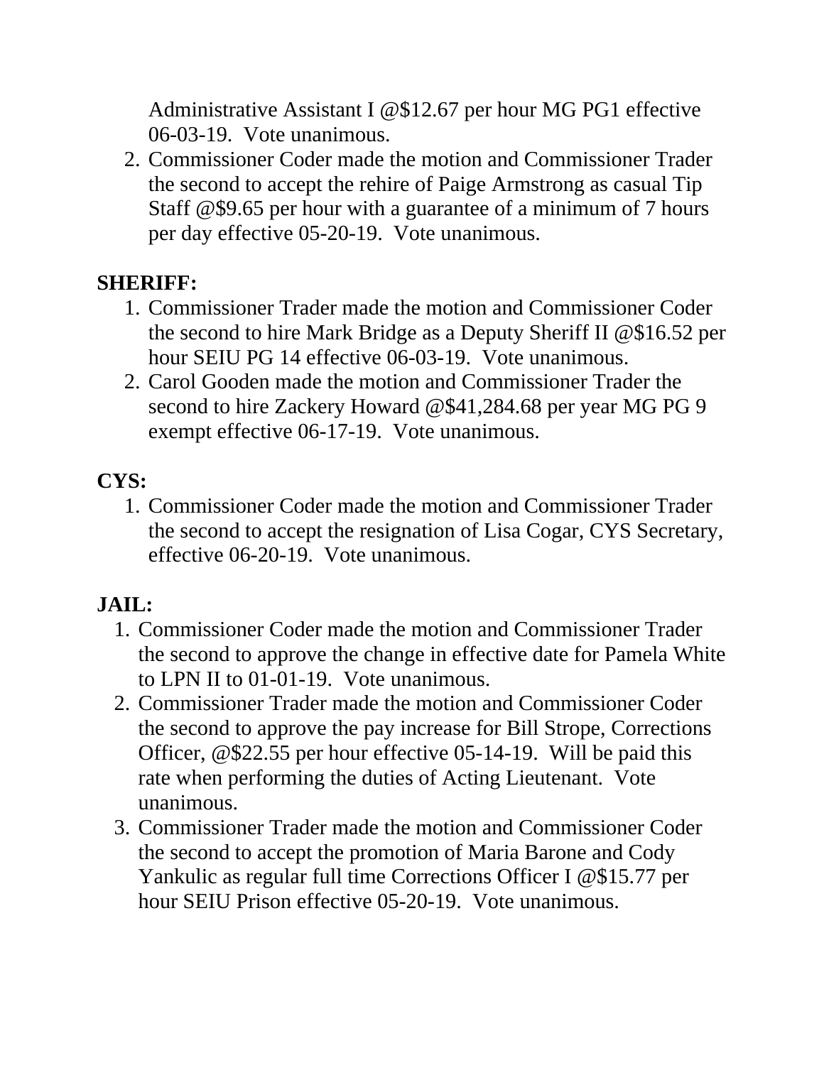Administrative Assistant I @$12.67 per hour MG PG1 effective 06-03-19. Vote unanimous.

2. Commissioner Coder made the motion and Commissioner Trader the second to accept the rehire of Paige Armstrong as casual Tip Staff @$9.65 per hour with a guarantee of a minimum of 7 hours per day effective 05-20-19. Vote unanimous.

**SHERIFF:**

1. Commissioner Trader made the motion and Commissioner Coder the second to hire Mark Bridge as a Deputy Sheriff II @$16.52 per hour SEIU PG 14 effective 06-03-19. Vote unanimous.
2. Carol Gooden made the motion and Commissioner Trader the second to hire Zackery Howard @$41,284.68 per year MG PG 9 exempt effective 06-17-19. Vote unanimous.

**CYS:**

1. Commissioner Coder made the motion and Commissioner Trader the second to accept the resignation of Lisa Cogar, CYS Secretary, effective 06-20-19. Vote unanimous.

**JAIL:**

1. Commissioner Coder made the motion and Commissioner Trader the second to approve the change in effective date for Pamela White to LPN II to 01-01-19. Vote unanimous.
2. Commissioner Trader made the motion and Commissioner Coder the second to approve the pay increase for Bill Strope, Corrections Officer, @$22.55 per hour effective 05-14-19. Will be paid this rate when performing the duties of Acting Lieutenant. Vote unanimous.
3. Commissioner Trader made the motion and Commissioner Coder the second to accept the promotion of Maria Barone and Cody Yankulic as regular full time Corrections Officer I @$15.77 per hour SEIU Prison effective 05-20-19. Vote unanimous.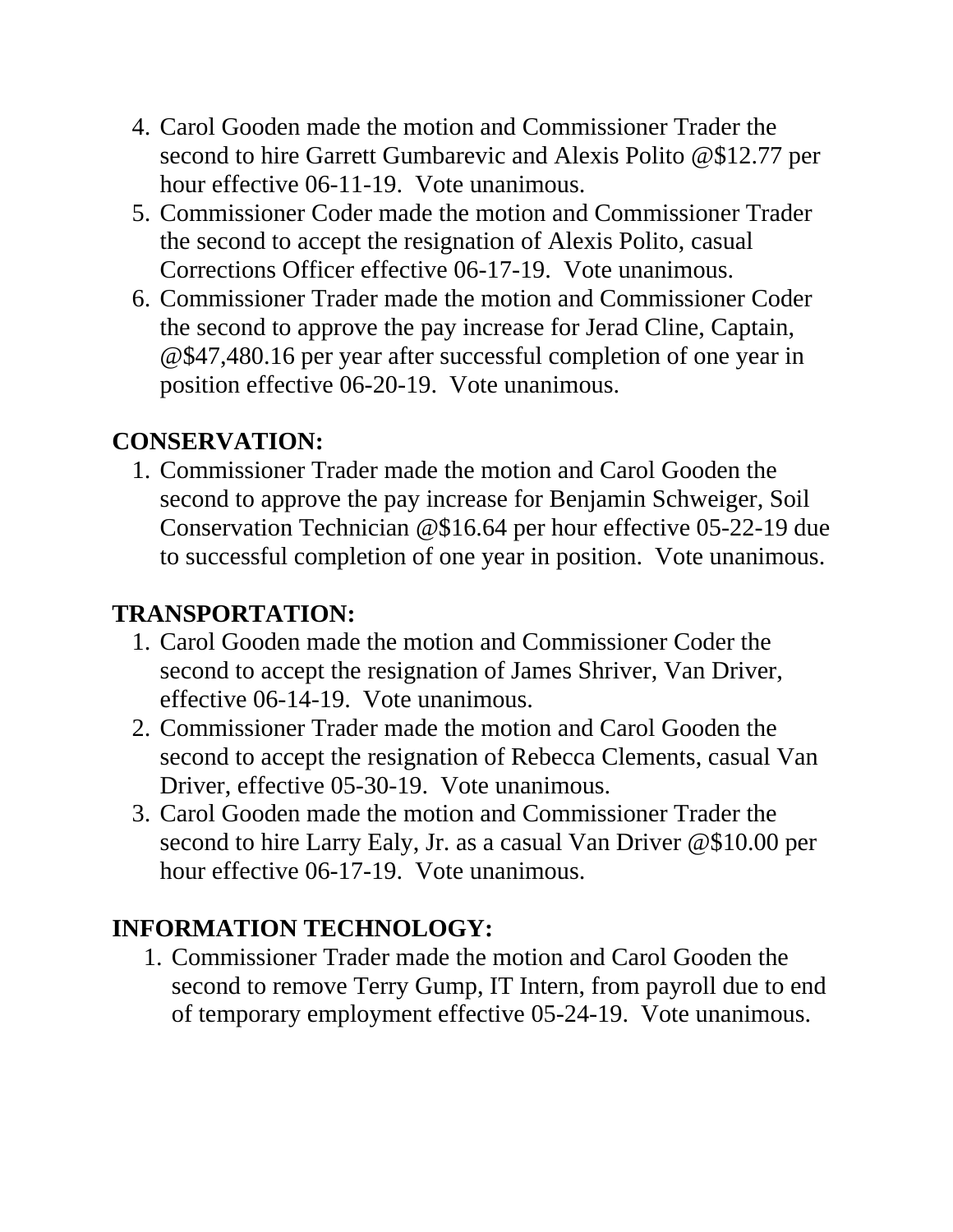4. Carol Gooden made the motion and Commissioner Trader the second to hire Garrett Gumbarevic and Alexis Polito @$12.77 per hour effective 06-11-19. Vote unanimous.
5. Commissioner Coder made the motion and Commissioner Trader the second to accept the resignation of Alexis Polito, casual Corrections Officer effective 06-17-19. Vote unanimous.
6. Commissioner Trader made the motion and Commissioner Coder the second to approve the pay increase for Jerad Cline, Captain, @$47,480.16 per year after successful completion of one year in position effective 06-20-19. Vote unanimous.

**CONSERVATION:**

1. Commissioner Trader made the motion and Carol Gooden the second to approve the pay increase for Benjamin Schweiger, Soil Conservation Technician @$16.64 per hour effective 05-22-19 due to successful completion of one year in position. Vote unanimous.

**TRANSPORTATION:**

1. Carol Gooden made the motion and Commissioner Coder the second to accept the resignation of James Shriver, Van Driver, effective 06-14-19. Vote unanimous.
2. Commissioner Trader made the motion and Carol Gooden the second to accept the resignation of Rebecca Clements, casual Van Driver, effective 05-30-19. Vote unanimous.
3. Carol Gooden made the motion and Commissioner Trader the second to hire Larry Ealy, Jr. as a casual Van Driver @$10.00 per hour effective 06-17-19. Vote unanimous.

**INFORMATION TECHNOLOGY:**

1. Commissioner Trader made the motion and Carol Gooden the second to remove Terry Gump, IT Intern, from payroll due to end of temporary employment effective 05-24-19. Vote unanimous.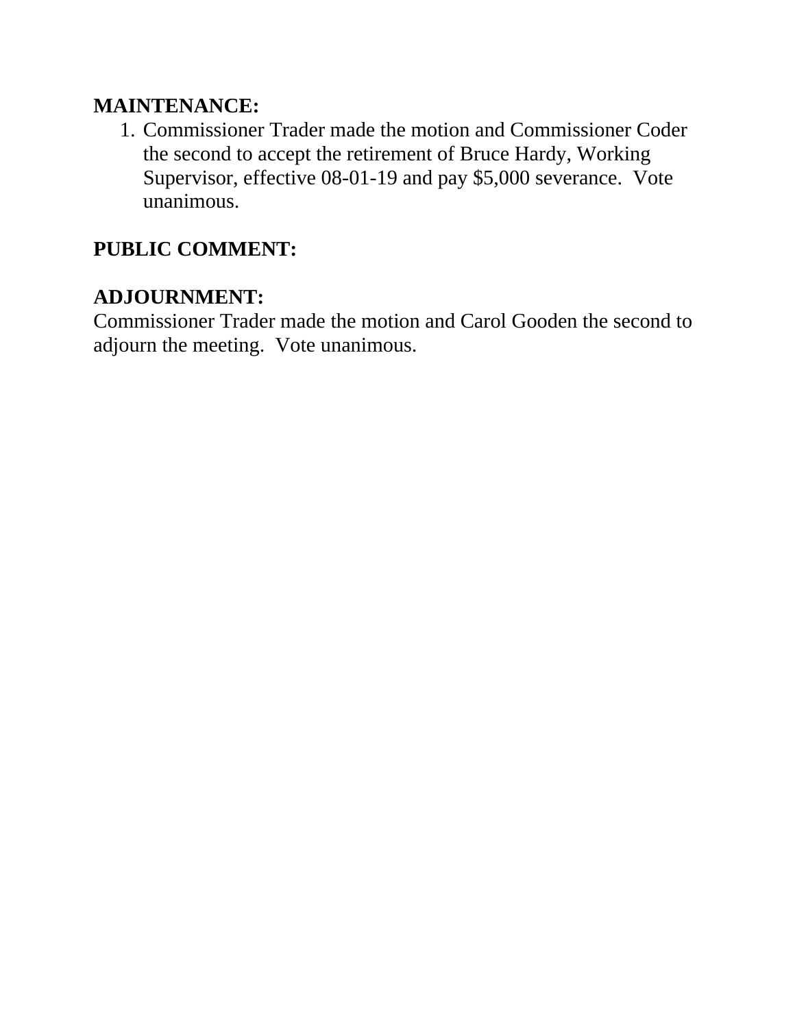**MAINTENANCE:**

1. Commissioner Trader made the motion and Commissioner Coder the second to accept the retirement of Bruce Hardy, Working Supervisor, effective 08-01-19 and pay $5,000 severance.  Vote unanimous.

**PUBLIC COMMENT:**

**ADJOURNMENT:**

Commissioner Trader made the motion and Carol Gooden the second to adjourn the meeting.  Vote unanimous.